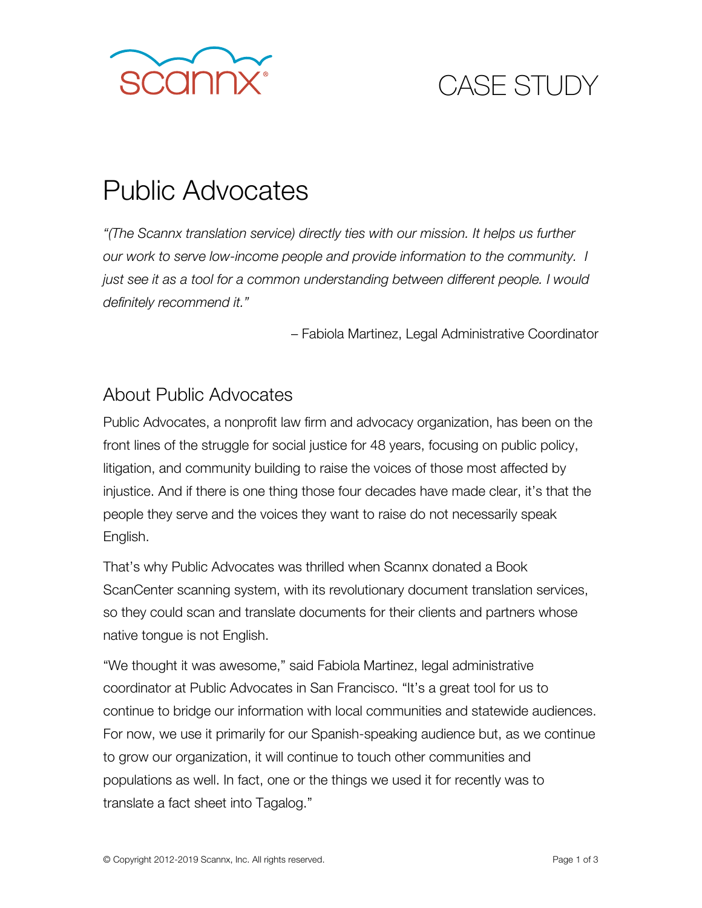scannx

CASE STUDY

# Public Advocates

*"(The Scannx translation service) directly ties with our mission. It helps us further our work to serve low-income people and provide information to the community. I just see it as a tool for a common understanding between different people. I would definitely recommend it."*

– Fabiola Martinez, Legal Administrative Coordinator

## About Public Advocates

Public Advocates, a nonprofit law firm and advocacy organization, has been on the front lines of the struggle for social justice for 48 years, focusing on public policy, litigation, and community building to raise the voices of those most affected by injustice. And if there is one thing those four decades have made clear, it's that the people they serve and the voices they want to raise do not necessarily speak English.

That's why Public Advocates was thrilled when Scannx donated a Book ScanCenter scanning system, with its revolutionary document translation services, so they could scan and translate documents for their clients and partners whose native tongue is not English.

"We thought it was awesome," said Fabiola Martinez, legal administrative coordinator at Public Advocates in San Francisco. "It's a great tool for us to continue to bridge our information with local communities and statewide audiences. For now, we use it primarily for our Spanish-speaking audience but, as we continue to grow our organization, it will continue to touch other communities and populations as well. In fact, one or the things we used it for recently was to translate a fact sheet into Tagalog."

© Copyright 2012-2019 Scannx, Inc. All rights reserved.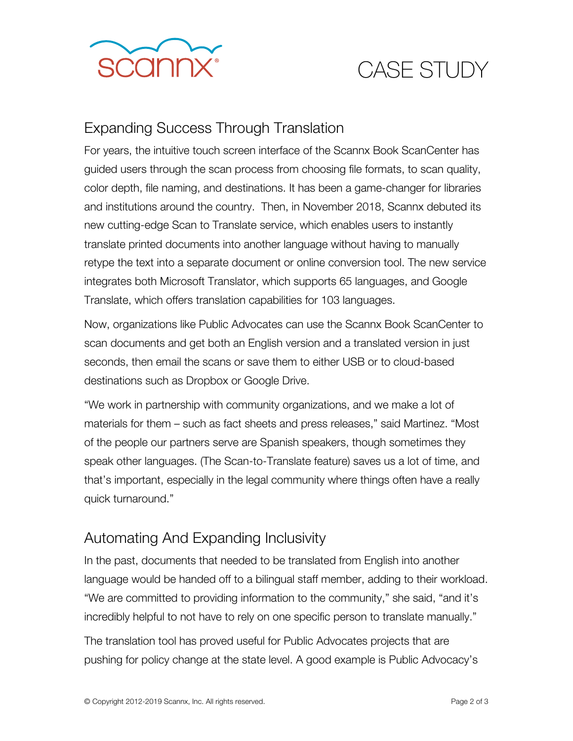## Expanding Success Through Translation

For years, the intuitive touch screen interface of the Scannx Book ScanCenter has guided users through the scan process from choosing file formats, to scan quality, color depth, file naming, and destinations. It has been a game-changer for libraries and institutions around the country. Then, in November 2018, Scannx debuted its new cutting-edge Scan to Translate service, which enables users to instantly translate printed documents into another language without having to manually retype the text into a separate document or online conversion tool. The new service integrates both Microsoft Translator, which supports 65 languages, and Google Translate, which offers translation capabilities for 103 languages.

Now, organizations like Public Advocates can use the Scannx Book ScanCenter to scan documents and get both an English version and a translated version in just seconds, then email the scans or save them to either USB or to cloud-based destinations such as Dropbox or Google Drive.

"We work in partnership with community organizations, and we make a lot of materials for them – such as fact sheets and press releases," said Martinez. "Most of the people our partners serve are Spanish speakers, though sometimes they speak other languages. (The Scan-to-Translate feature) saves us a lot of time, and that's important, especially in the legal community where things often have a really quick turnaround."

## Automating And Expanding Inclusivity

In the past, documents that needed to be translated from English into another language would be handed off to a bilingual staff member, adding to their workload. "We are committed to providing information to the community," she said, "and it's incredibly helpful to not have to rely on one specific person to translate manually."

The translation tool has proved useful for Public Advocates projects that are pushing for policy change at the state level. A good example is Public Advocacy's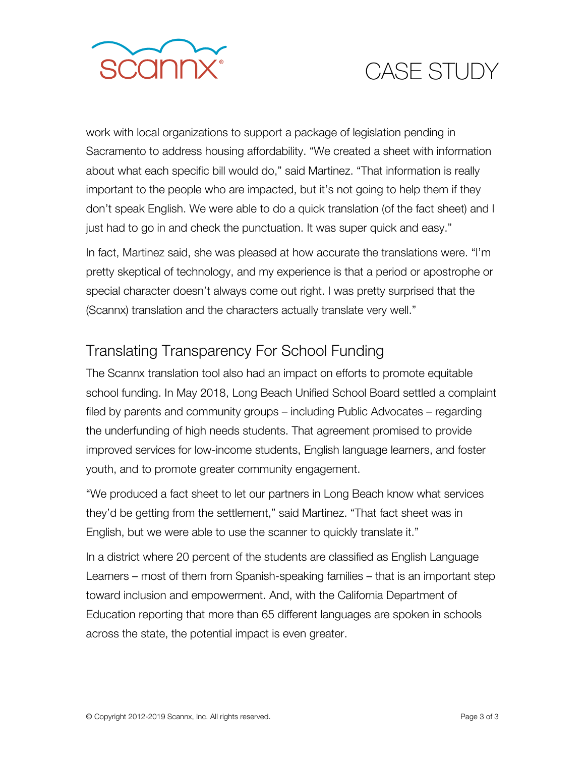work with local organizations to support a package of legislation pending in Sacramento to address housing affordability. “We created a sheet with information about what each specific bill would do,” said Martinez. “That information is really important to the people who are impacted, but it’s not going to help them if they don’t speak English. We were able to do a quick translation (of the fact sheet) and I just had to go in and check the punctuation. It was super quick and easy.”

In fact, Martinez said, she was pleased at how accurate the translations were. “I’m pretty skeptical of technology, and my experience is that a period or apostrophe or special character doesn’t always come out right. I was pretty surprised that the (Scannx) translation and the characters actually translate very well.”

## Translating Transparency For School Funding

The Scannx translation tool also had an impact on efforts to promote equitable school funding. In May 2018, Long Beach Unified School Board settled a complaint filed by parents and community groups – including Public Advocates – regarding the underfunding of high needs students. That agreement promised to provide improved services for low-income students, English language learners, and foster youth, and to promote greater community engagement.

“We produced a fact sheet to let our partners in Long Beach know what services they’d be getting from the settlement,” said Martinez. “That fact sheet was in English, but we were able to use the scanner to quickly translate it.”

In a district where 20 percent of the students are classified as English Language Learners – most of them from Spanish-speaking families – that is an important step toward inclusion and empowerment. And, with the California Department of Education reporting that more than 65 different languages are spoken in schools across the state, the potential impact is even greater.

© Copyright 2012-2019 Scannx, Inc. All rights reserved.